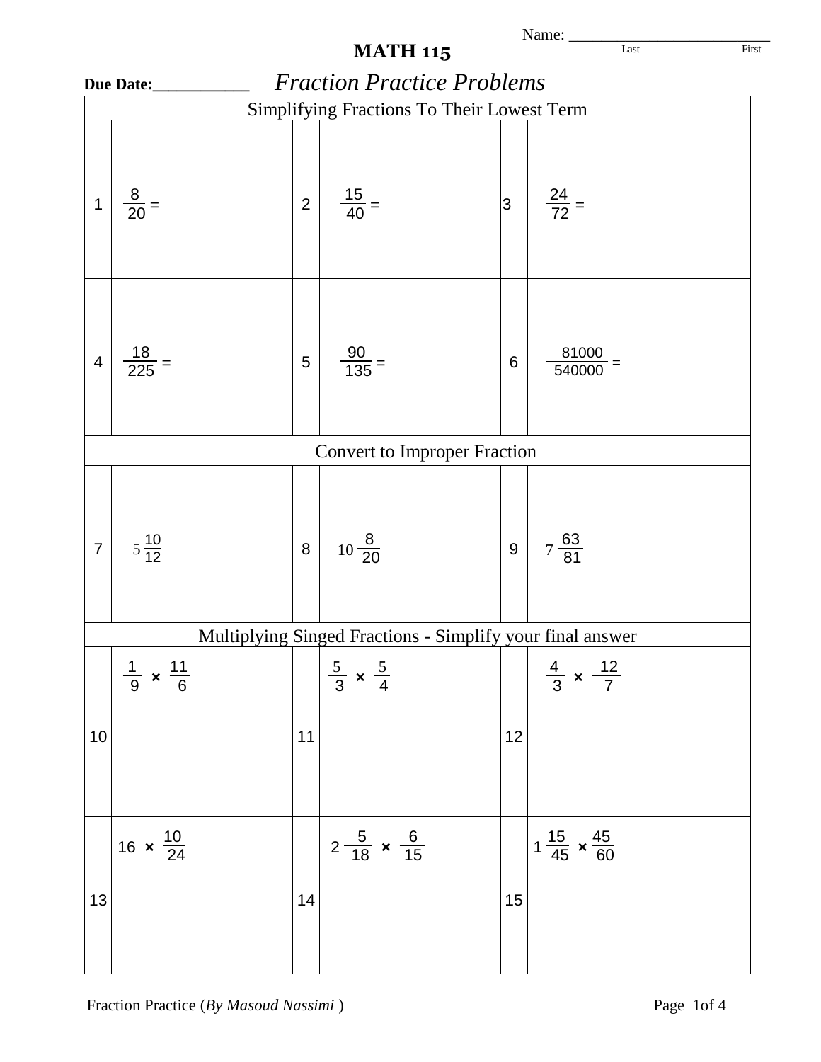Name: ________________________
Last First

# MATH 115

**Due Date:__________** *Fraction Practice Problems*

| Simplifying Fractions To Their Lowest Term | | | | | |
|---|---|---|---|---|---|
| 1 | $\frac{8}{20} =$ | 2 | $\frac{15}{40} =$ | 3 | $\frac{24}{72} =$ |
| 4 | $\frac{18}{225} =$ | 5 | $\frac{90}{135} =$ | 6 | $\frac{81000}{540000} =$ |
| **Convert to Improper Fraction** | | | | | |
| 7 | $5\frac{10}{12}$ | 8 | $10\frac{8}{20}$ | 9 | $7\frac{63}{81}$ |
| **Multiplying Singed Fractions - Simplify your final answer** | | | | | |
| 10 | $\frac{1}{9} \times \frac{11}{6}$ | 11 | $\frac{5}{3} \times \frac{5}{4}$ | 12 | $\frac{4}{3} \times \frac{12}{7}$ |
| 13 | $16 \times \frac{10}{24}$ | 14 | $2\frac{5}{18} \times \frac{6}{15}$ | 15 | $1\frac{15}{45} \times \frac{45}{60}$ |

Fraction Practice (*By Masoud Nassimi* )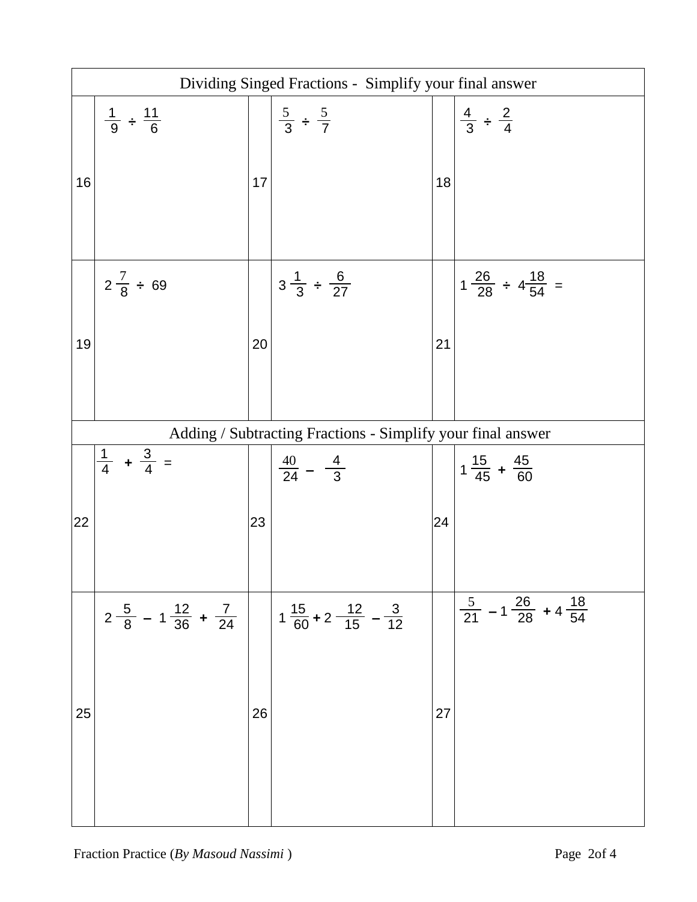| Dividing Singed Fractions - Simplify your final answer | | | | | |
|---|---|---|---|---|---|
| 16 | $\frac{1}{9} \div \frac{11}{6}$ | 17 | $\frac{5}{3} \div \frac{5}{7}$ | 18 | $\frac{4}{3} \div \frac{2}{4}$ |
| 19 | $2\frac{7}{8} \div 69$ | 20 | $3\frac{1}{3} \div \frac{6}{27}$ | 21 | $1\frac{26}{28} \div 4\frac{18}{54} =$ |

| Adding / Subtracting Fractions - Simplify your final answer | | | | | |
|---|---|---|---|---|---|
| 22 | $\frac{1}{4} + \frac{3}{4} =$ | 23 | $\frac{40}{24} - \frac{4}{3}$ | 24 | $1\frac{15}{45} + \frac{45}{60}$ |
| 25 | $2\frac{5}{8} - 1\frac{12}{36} + \frac{7}{24}$ | 26 | $1\frac{15}{60} + 2\frac{12}{15} - \frac{3}{12}$ | 27 | $\frac{5}{21} - 1\frac{26}{28} + 4\frac{18}{54}$ |

Fraction Practice (*By Masoud Nassimi* )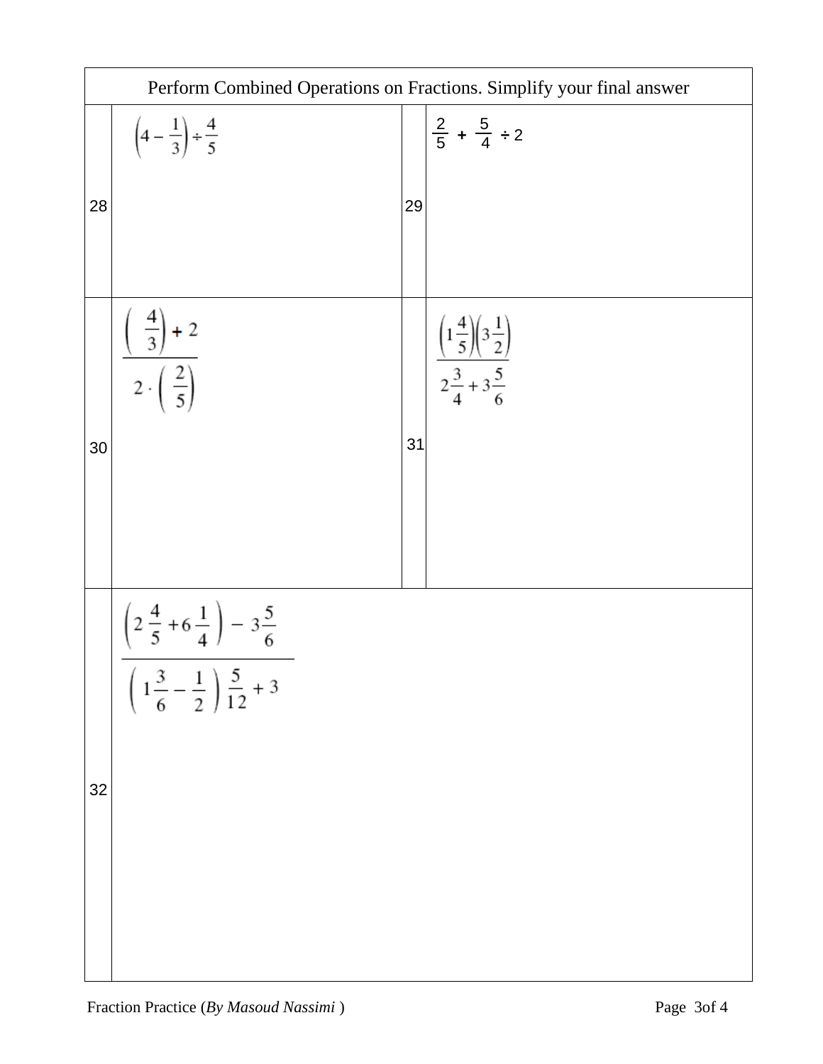| Perform Combined Operations on Fractions. Simplify your final answer | | | |
|---|---|---|---|
| 28 | $\left(4-\frac{1}{3}\right)\div\frac{4}{5}$ | 29 | $\frac{2}{5}+\frac{5}{4}\div 2$ |
| 30 | $\dfrac{\left(\frac{4}{3}\right)+2}{2\cdot\left(\frac{2}{5}\right)}$ | 31 | $\dfrac{\left(1\frac{4}{5}\right)\left(3\frac{1}{2}\right)}{2\frac{3}{4}+3\frac{5}{6}}$ |
| 32 | $\dfrac{\left(2\frac{4}{5}+6\frac{1}{4}\right)-3\frac{5}{6}}{\left(1\frac{3}{6}-\frac{1}{2}\right)\frac{5}{12}+3}$ | | |

Fraction Practice (*By Masoud Nassimi* )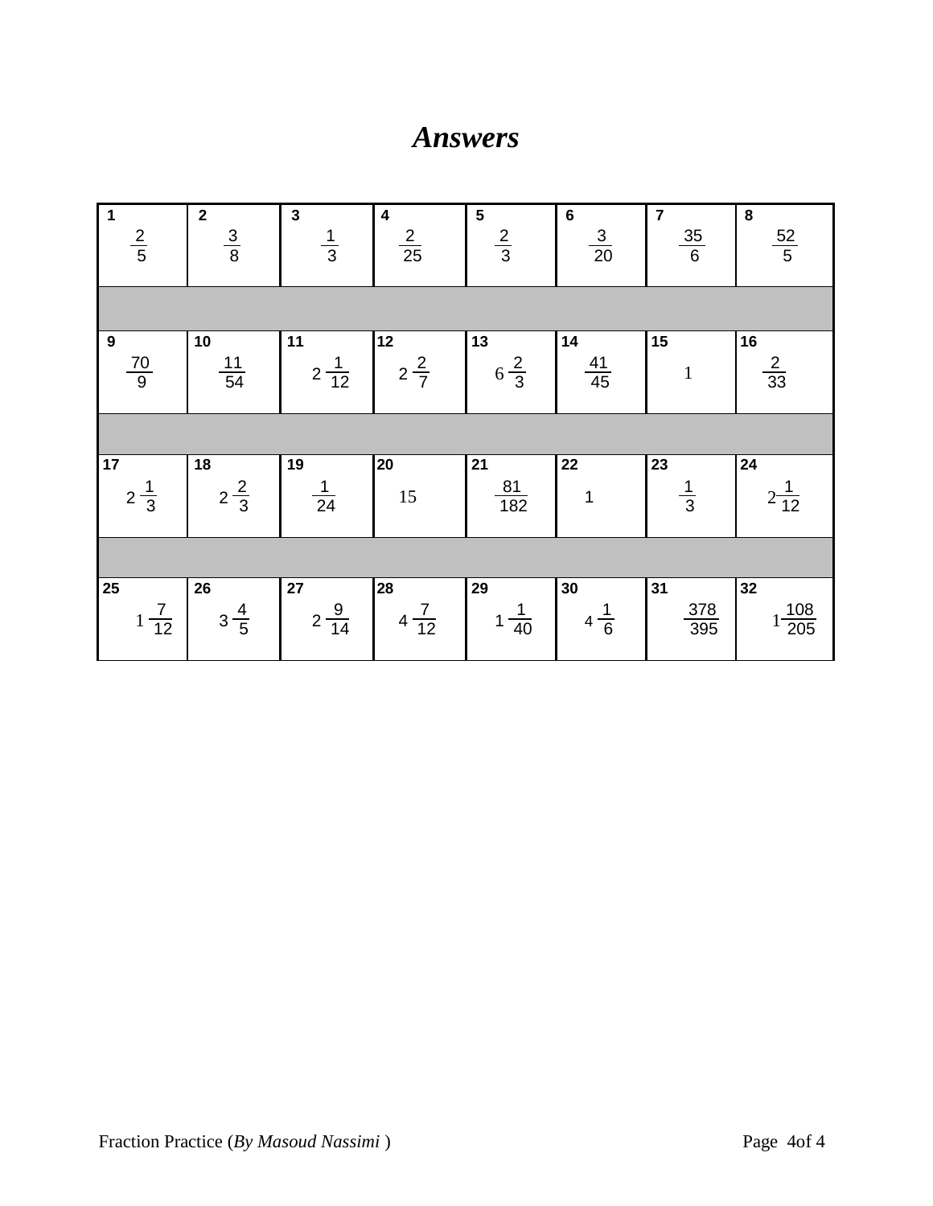# *Answers*

| | | | | | | | |
|---|---|---|---|---|---|---|---|
| 1 $\frac{2}{5}$ | 2 $\frac{3}{8}$ | 3 $\frac{1}{3}$ | 4 $\frac{2}{25}$ | 5 $\frac{2}{3}$ | 6 $\frac{3}{20}$ | 7 $\frac{35}{6}$ | 8 $\frac{52}{5}$ |
| | | | | | | | |
| 9 $\frac{70}{9}$ | 10 $\frac{11}{54}$ | 11 $2\frac{1}{12}$ | 12 $2\frac{2}{7}$ | 13 $6\frac{2}{3}$ | 14 $\frac{41}{45}$ | 15 $1$ | 16 $\frac{2}{33}$ |
| | | | | | | | |
| 17 $2\frac{1}{3}$ | 18 $2\frac{2}{3}$ | 19 $\frac{1}{24}$ | 20 $15$ | 21 $\frac{81}{182}$ | 22 $1$ | 23 $\frac{1}{3}$ | 24 $2\frac{1}{12}$ |
| | | | | | | | |
| 25 $1\frac{7}{12}$ | 26 $3\frac{4}{5}$ | 27 $2\frac{9}{14}$ | 28 $4\frac{7}{12}$ | 29 $1\frac{1}{40}$ | 30 $4\frac{1}{6}$ | 31 $\frac{378}{395}$ | 32 $1\frac{108}{205}$ |